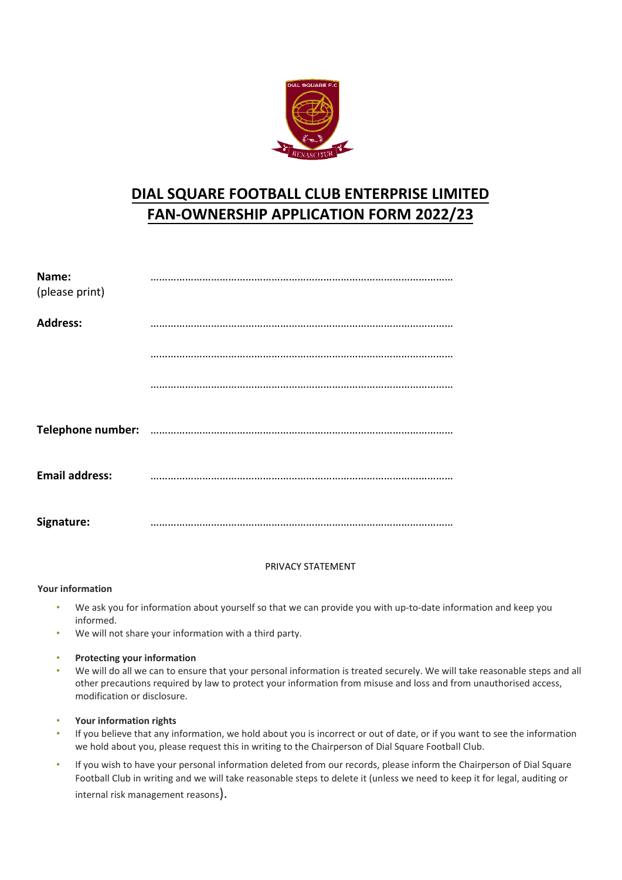# DIAL SQUARE FOOTBALL CLUB ENTERPRISE LIMITED
# FAN-OWNERSHIP APPLICATION FORM 2022/23

**Name:** (please print) ……………………………………………………………………………………………

**Address:** ……………………………………………………………………………………………

……………………………………………………………………………………………

……………………………………………………………………………………………

**Telephone number:** ……………………………………………………………………………………………

**Email address:** ……………………………………………………………………………………………

**Signature:** ……………………………………………………………………………………………

PRIVACY STATEMENT

**Your information**

- We ask you for information about yourself so that we can provide you with up-to-date information and keep you informed.
- We will not share your information with a third party.

- **Protecting your information**
- We will do all we can to ensure that your personal information is treated securely. We will take reasonable steps and all other precautions required by law to protect your information from misuse and loss and from unauthorised access, modification or disclosure.

- **Your information rights**
- If you believe that any information, we hold about you is incorrect or out of date, or if you want to see the information we hold about you, please request this in writing to the Chairperson of Dial Square Football Club.
- If you wish to have your personal information deleted from our records, please inform the Chairperson of Dial Square Football Club in writing and we will take reasonable steps to delete it (unless we need to keep it for legal, auditing or internal risk management reasons).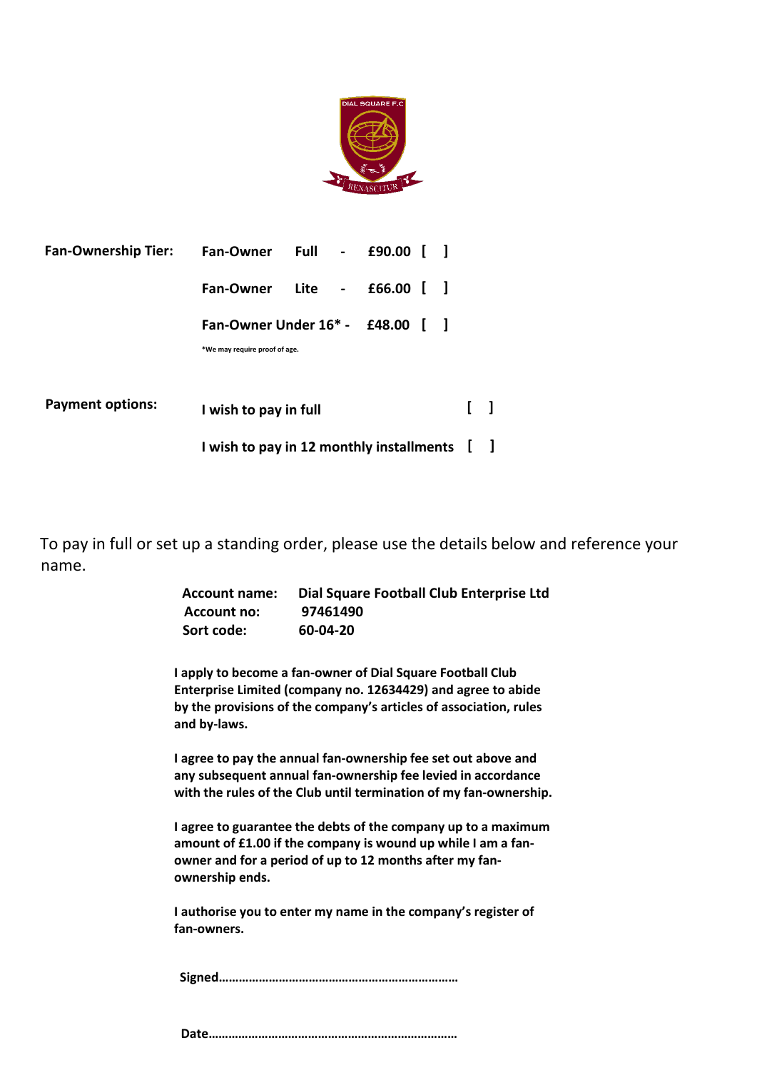| | | |
|---|---|---|
| **Fan-Ownership Tier:** | **Fan-Owner Full - £90.00** | **[ ]** |
| | **Fan-Owner Lite - £66.00** | **[ ]** |
| | **Fan-Owner Under 16\* - £48.00** | **[ ]** |
| | *We may require proof of age. | |

| | | |
|---|---|---|
| **Payment options:** | **I wish to pay in full** | **[ ]** |
| | **I wish to pay in 12 monthly installments** | **[ ]** |

To pay in full or set up a standing order, please use the details below and reference your name.

**Account name:** **Dial Square Football Club Enterprise Ltd**
**Account no:** **97461490**
**Sort code:** **60-04-20**

**I apply to become a fan-owner of Dial Square Football Club Enterprise Limited (company no. 12634429) and agree to abide by the provisions of the company's articles of association, rules and by-laws.**

**I agree to pay the annual fan-ownership fee set out above and any subsequent annual fan-ownership fee levied in accordance with the rules of the Club until termination of my fan-ownership.**

**I agree to guarantee the debts of the company up to a maximum amount of £1.00 if the company is wound up while I am a fan-owner and for a period of up to 12 months after my fan-ownership ends.**

**I authorise you to enter my name in the company's register of fan-owners.**

**Signed……………………………………………………………**

**Date………………………………………………………………**